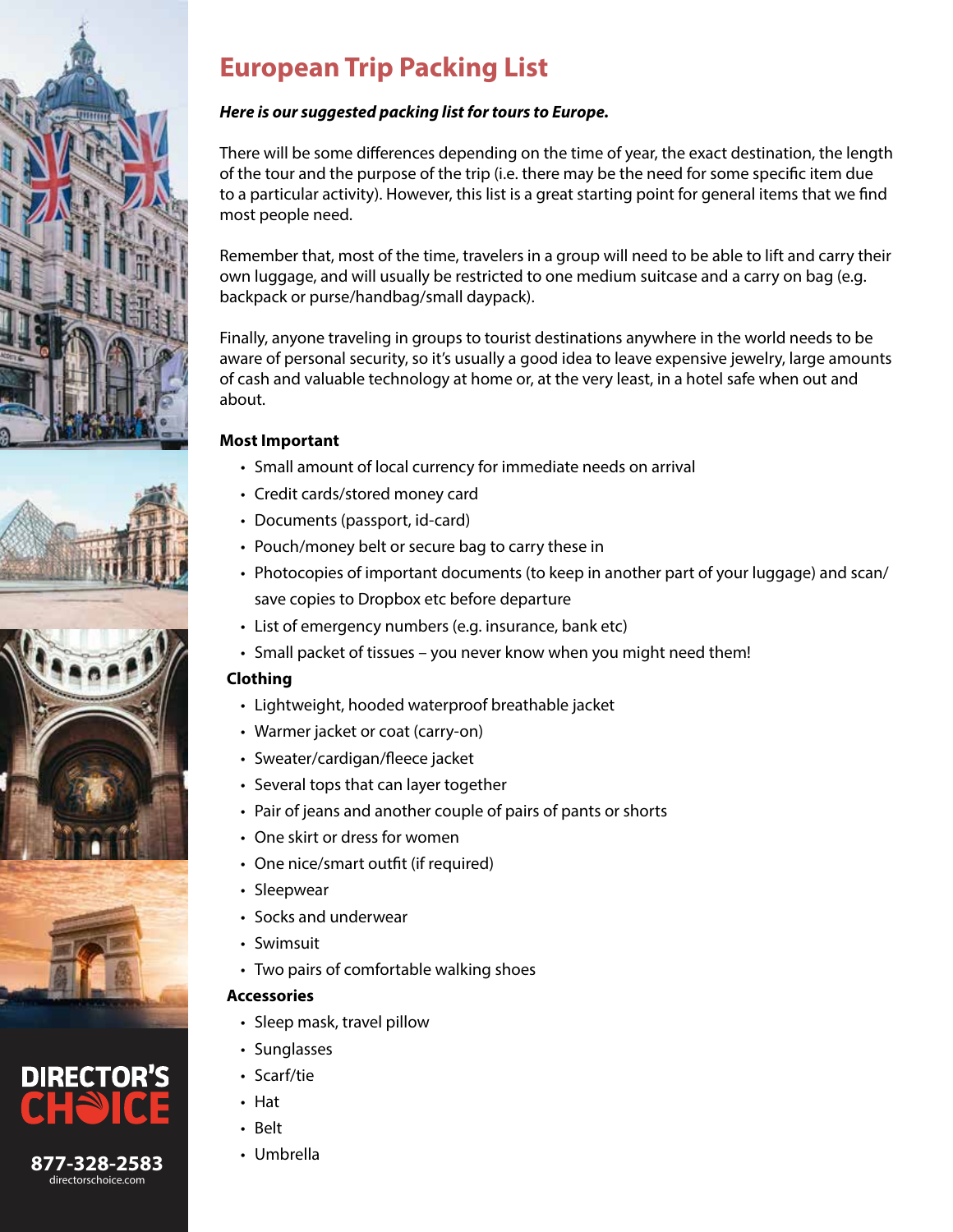# European Trip Packing List

***Here is our suggested packing list for tours to Europe.***

There will be some differences depending on the time of year, the exact destination, the length of the tour and the purpose of the trip (i.e. there may be the need for some specific item due to a particular activity). However, this list is a great starting point for general items that we find most people need.

Remember that, most of the time, travelers in a group will need to be able to lift and carry their own luggage, and will usually be restricted to one medium suitcase and a carry on bag (e.g. backpack or purse/handbag/small daypack).

Finally, anyone traveling in groups to tourist destinations anywhere in the world needs to be aware of personal security, so it's usually a good idea to leave expensive jewelry, large amounts of cash and valuable technology at home or, at the very least, in a hotel safe when out and about.

**Most Important**

- Small amount of local currency for immediate needs on arrival
- Credit cards/stored money card
- Documents (passport, id-card)
- Pouch/money belt or secure bag to carry these in
- Photocopies of important documents (to keep in another part of your luggage) and scan/save copies to Dropbox etc before departure
- List of emergency numbers (e.g. insurance, bank etc)
- Small packet of tissues – you never know when you might need them!

**Clothing**

- Lightweight, hooded waterproof breathable jacket
- Warmer jacket or coat (carry-on)
- Sweater/cardigan/fleece jacket
- Several tops that can layer together
- Pair of jeans and another couple of pairs of pants or shorts
- One skirt or dress for women
- One nice/smart outfit (if required)
- Sleepwear
- Socks and underwear
- Swimsuit
- Two pairs of comfortable walking shoes

**Accessories**

- Sleep mask, travel pillow
- Sunglasses
- Scarf/tie
- Hat
- Belt
- Umbrella

DIRECTOR'S CHOICE

877-328-2583
directorschoice.com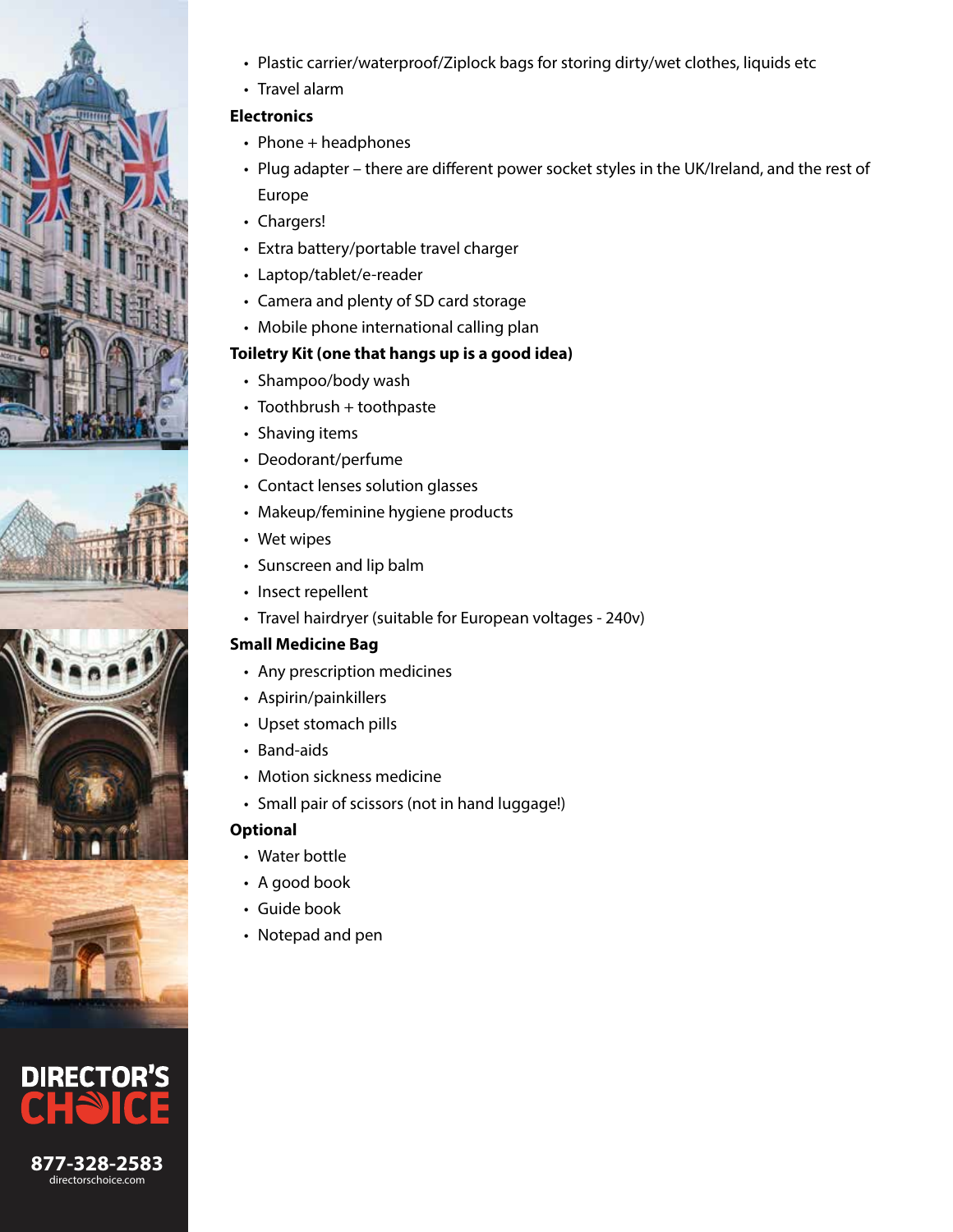- Plastic carrier/waterproof/Ziplock bags for storing dirty/wet clothes, liquids etc
- Travel alarm

**Electronics**

- Phone + headphones
- Plug adapter – there are different power socket styles in the UK/Ireland, and the rest of Europe
- Chargers!
- Extra battery/portable travel charger
- Laptop/tablet/e-reader
- Camera and plenty of SD card storage
- Mobile phone international calling plan

**Toiletry Kit (one that hangs up is a good idea)**

- Shampoo/body wash
- Toothbrush + toothpaste
- Shaving items
- Deodorant/perfume
- Contact lenses solution glasses
- Makeup/feminine hygiene products
- Wet wipes
- Sunscreen and lip balm
- Insect repellent
- Travel hairdryer (suitable for European voltages - 240v)

**Small Medicine Bag**

- Any prescription medicines
- Aspirin/painkillers
- Upset stomach pills
- Band-aids
- Motion sickness medicine
- Small pair of scissors (not in hand luggage!)

**Optional**

- Water bottle
- A good book
- Guide book
- Notepad and pen

DIRECTOR'S CHOICE

877-328-2583
directorschoice.com